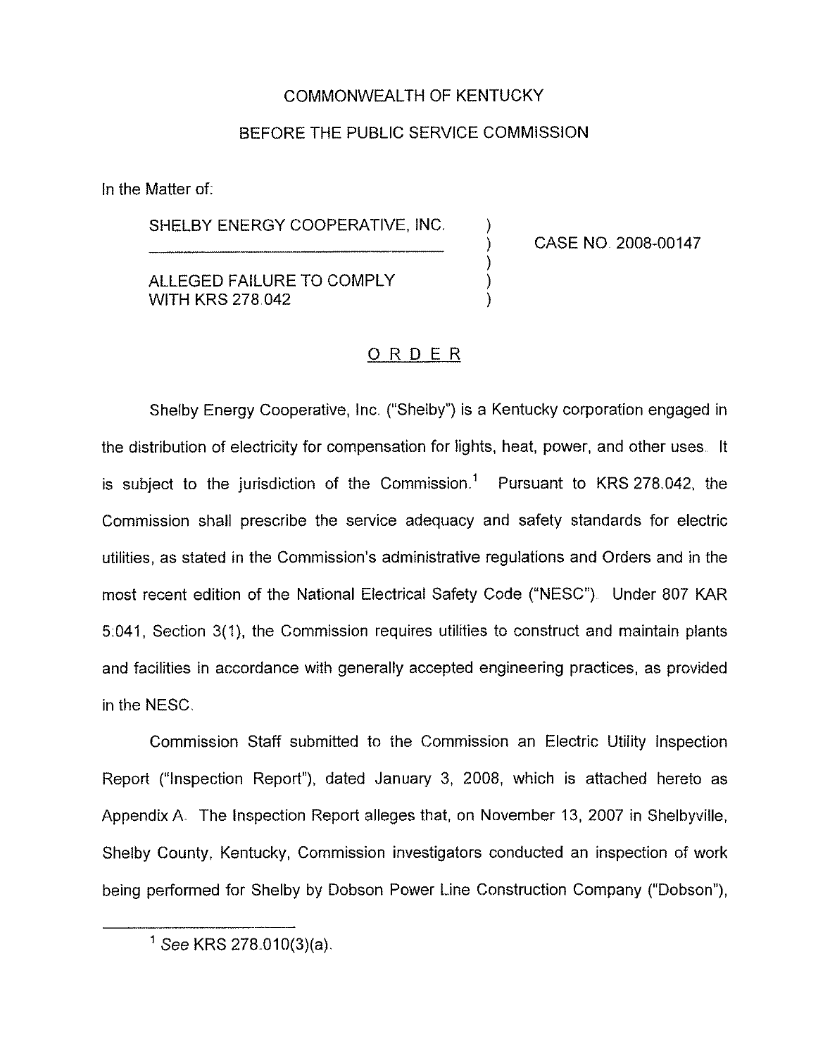COMMONWEALTH OF KENTUCKY

BEFORE THE PUBLIC SERVICE COMMISSION

In the Matter of:

| | | |
|---|---|---|
| SHELBY ENERGY COOPERATIVE, INC. | ) | |
| | ) | CASE NO. 2008-00147 |
| ALLEGED FAILURE TO COMPLY WITH KRS 278.042 | ) | |

## ORDER

Shelby Energy Cooperative, Inc. ("Shelby") is a Kentucky corporation engaged in the distribution of electricity for compensation for lights, heat, power, and other uses. It is subject to the jurisdiction of the Commission.[1] Pursuant to KRS 278.042, the Commission shall prescribe the service adequacy and safety standards for electric utilities, as stated in the Commission's administrative regulations and Orders and in the most recent edition of the National Electrical Safety Code ("NESC"). Under 807 KAR 5:041, Section 3(1), the Commission requires utilities to construct and maintain plants and facilities in accordance with generally accepted engineering practices, as provided in the NESC.

Commission Staff submitted to the Commission an Electric Utility Inspection Report ("Inspection Report"), dated January 3, 2008, which is attached hereto as Appendix A. The Inspection Report alleges that, on November 13, 2007 in Shelbyville, Shelby County, Kentucky, Commission investigators conducted an inspection of work being performed for Shelby by Dobson Power Line Construction Company ("Dobson"),

[1] *See* KRS 278.010(3)(a).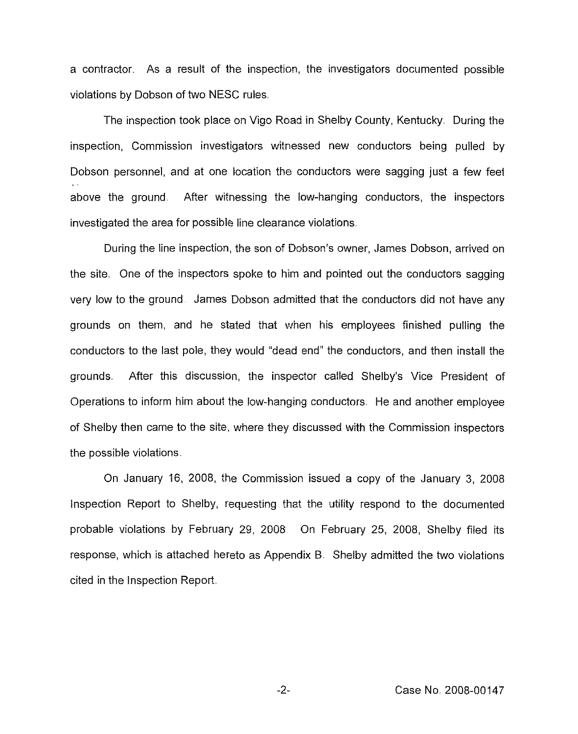a contractor. As a result of the inspection, the investigators documented possible violations by Dobson of two NESC rules.

The inspection took place on Vigo Road in Shelby County, Kentucky. During the inspection, Commission investigators witnessed new conductors being pulled by Dobson personnel, and at one location the conductors were sagging just a few feet above the ground. After witnessing the low-hanging conductors, the inspectors investigated the area for possible line clearance violations.

During the line inspection, the son of Dobson's owner, James Dobson, arrived on the site. One of the inspectors spoke to him and pointed out the conductors sagging very low to the ground. James Dobson admitted that the conductors did not have any grounds on them, and he stated that when his employees finished pulling the conductors to the last pole, they would "dead end" the conductors, and then install the grounds. After this discussion, the inspector called Shelby's Vice President of Operations to inform him about the low-hanging conductors. He and another employee of Shelby then came to the site, where they discussed with the Commission inspectors the possible violations.

On January 16, 2008, the Commission issued a copy of the January 3, 2008 Inspection Report to Shelby, requesting that the utility respond to the documented probable violations by February 29, 2008. On February 25, 2008, Shelby filed its response, which is attached hereto as Appendix B. Shelby admitted the two violations cited in the Inspection Report.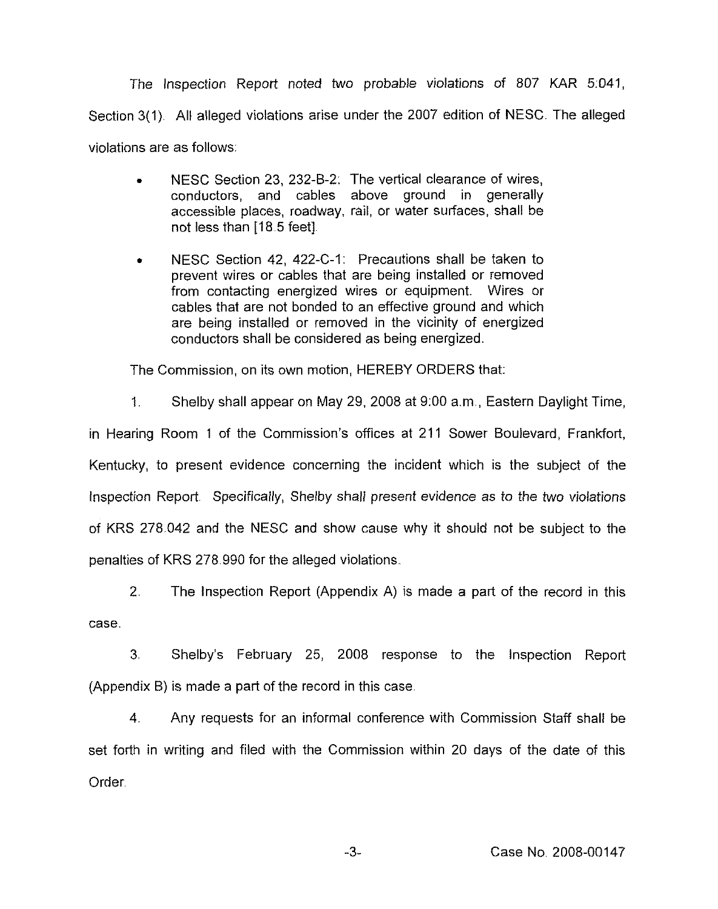The Inspection Report noted two probable violations of 807 KAR 5:041, Section 3(1). All alleged violations arise under the 2007 edition of NESC. The alleged violations are as follows:

- NESC Section 23, 232-B-2: The vertical clearance of wires, conductors, and cables above ground in generally accessible places, roadway, rail, or water surfaces, shall be not less than [18.5 feet].

- NESC Section 42, 422-C-1: Precautions shall be taken to prevent wires or cables that are being installed or removed from contacting energized wires or equipment. Wires or cables that are not bonded to an effective ground and which are being installed or removed in the vicinity of energized conductors shall be considered as being energized.

The Commission, on its own motion, HEREBY ORDERS that:

1. Shelby shall appear on May 29, 2008 at 9:00 a.m., Eastern Daylight Time, in Hearing Room 1 of the Commission's offices at 211 Sower Boulevard, Frankfort, Kentucky, to present evidence concerning the incident which is the subject of the Inspection Report. *Specifically, Shelby shall present evidence as to the two violations* of KRS 278.042 and the NESC and show cause why it should not be subject to the penalties of KRS 278.990 for the alleged violations.

2. The Inspection Report (Appendix A) is made a part of the record in this case.

3. Shelby's February 25, 2008 response to the Inspection Report (Appendix B) is made a part of the record in this case.

4. Any requests for an informal conference with Commission Staff shall be set forth in writing and filed with the Commission within 20 days of the date of this Order.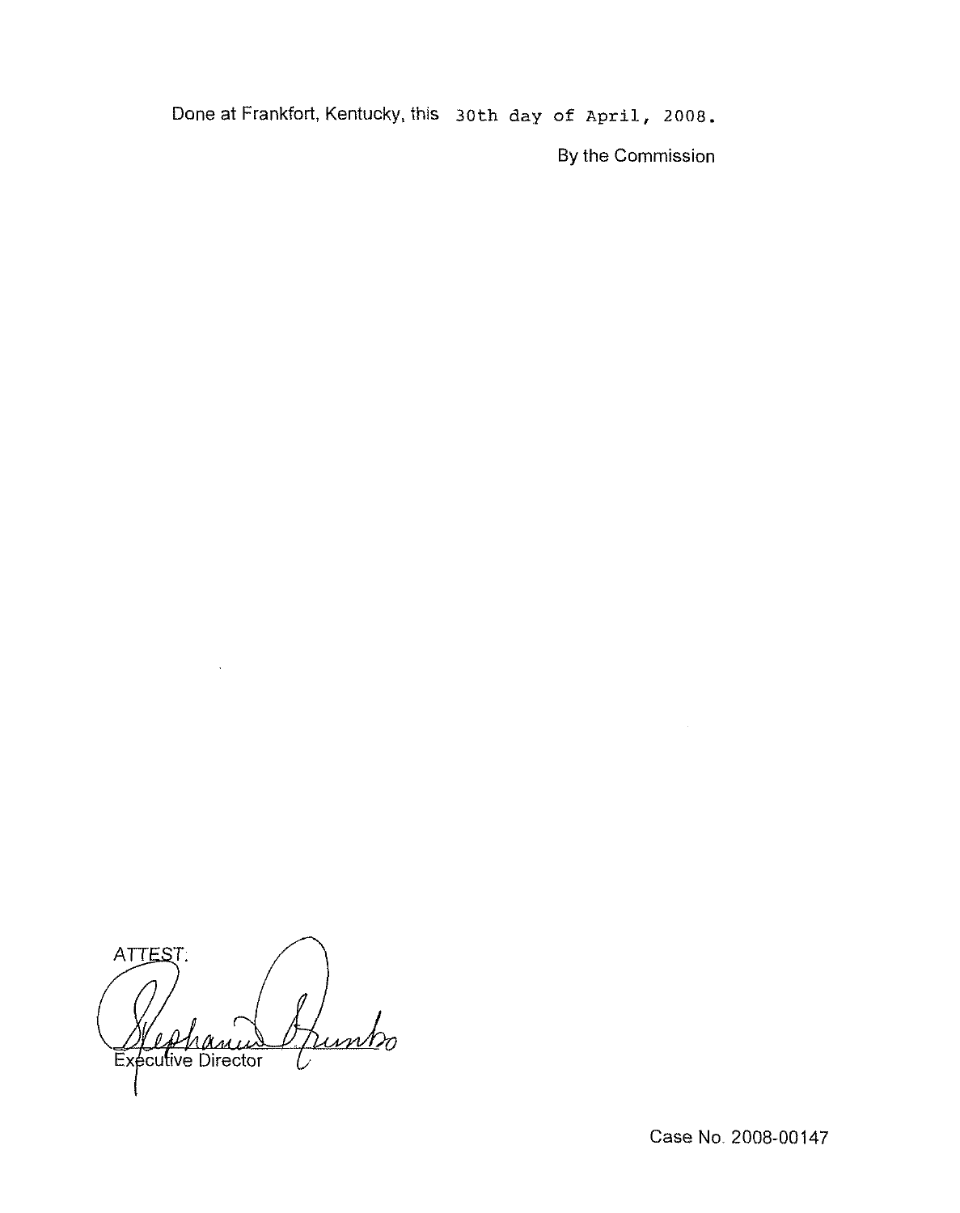Done at Frankfort, Kentucky, this 30th day of April, 2008.

By the Commission

ATTEST:

Executive Director

Case No. 2008-00147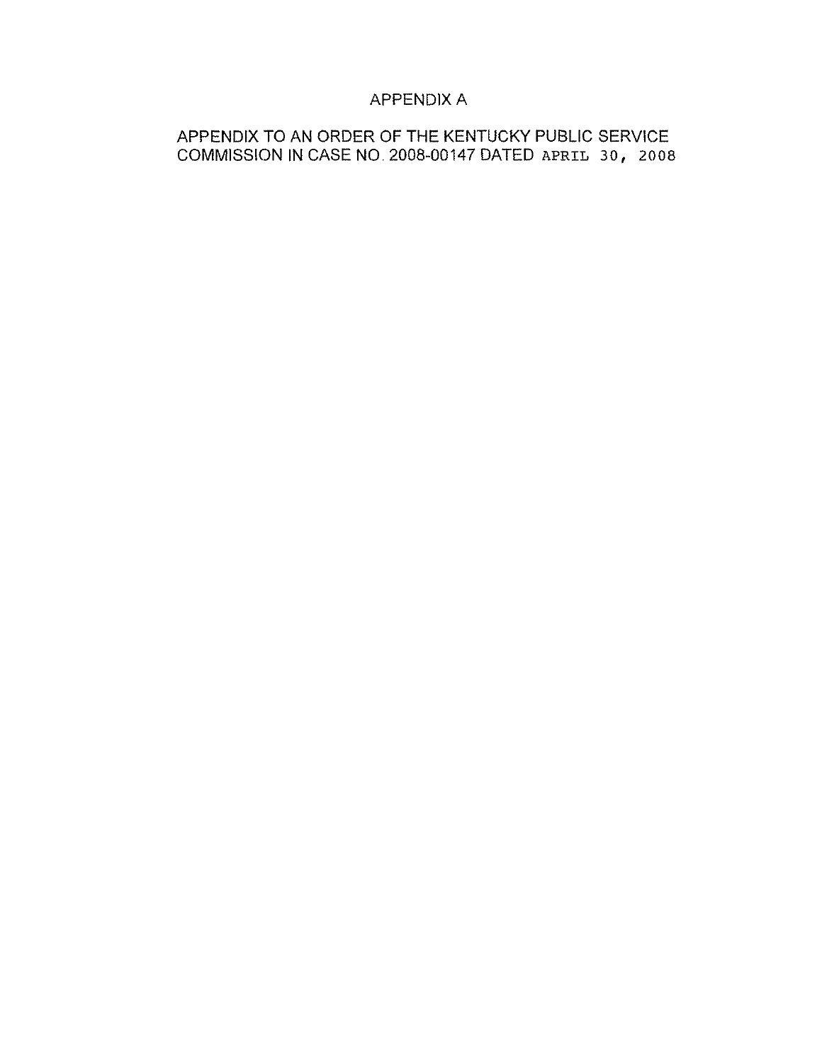# APPENDIX A

APPENDIX TO AN ORDER OF THE KENTUCKY PUBLIC SERVICE COMMISSION IN CASE NO. 2008-00147 DATED APRIL 30, 2008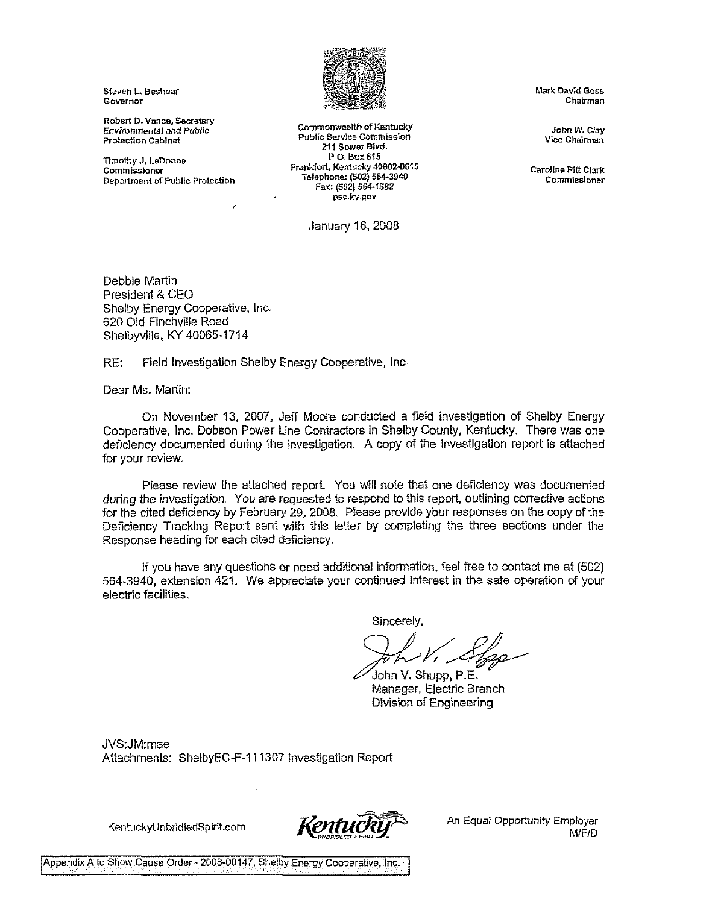Steven L. Beshear
Governor

Robert D. Vance, Secretary
*Environmental and Public*
Protection Cabinet

Timothy J. LeDonne
Commissioner
Department of Public Protection

Commonwealth of Kentucky
Public Service Commission
211 Sower Blvd.
P.O. Box 615
Frankfort, Kentucky 40602-0615
Telephone: (502) 564-3940
Fax: (502) 564-1582
psc.ky.gov

Mark David Goss
Chairman

*John W. Clay*
Vice Chairman

Caroline Pitt Clark
Commissioner

January 16, 2008

Debbie Martin
President & CEO
Shelby Energy Cooperative, Inc.
620 Old Finchville Road
Shelbyville, KY 40065-1714

RE: Field Investigation Shelby Energy Cooperative, Inc.

Dear Ms. Martin:

On November 13, 2007, Jeff Moore conducted a field investigation of Shelby Energy Cooperative, Inc. Dobson Power Line Contractors in Shelby County, Kentucky. There was one deficiency documented during the investigation. A copy of the investigation report is attached for your review.

Please review the attached report. You will note that one deficiency was documented during the investigation. You are requested to respond to this report, outlining corrective actions for the cited deficiency by February 29, 2008. Please provide your responses on the copy of the Deficiency Tracking Report sent with this letter by completing the three sections under the Response heading for each cited deficiency.

If you have any questions or need additional information, feel free to contact me at (502) 564-3940, extension 421. We appreciate your continued interest in the safe operation of your electric facilities.

Sincerely,

John V. Shupp, P.E.
Manager, Electric Branch
Division of Engineering

JVS:JM:mae
Attachments: ShelbyEC-F-111307 Investigation Report

KentuckyUnbridledSpirit.com

An Equal Opportunity Employer M/F/D

Appendix A to Show Cause Order - 2008-00147, Shelby Energy Cooperative, Inc.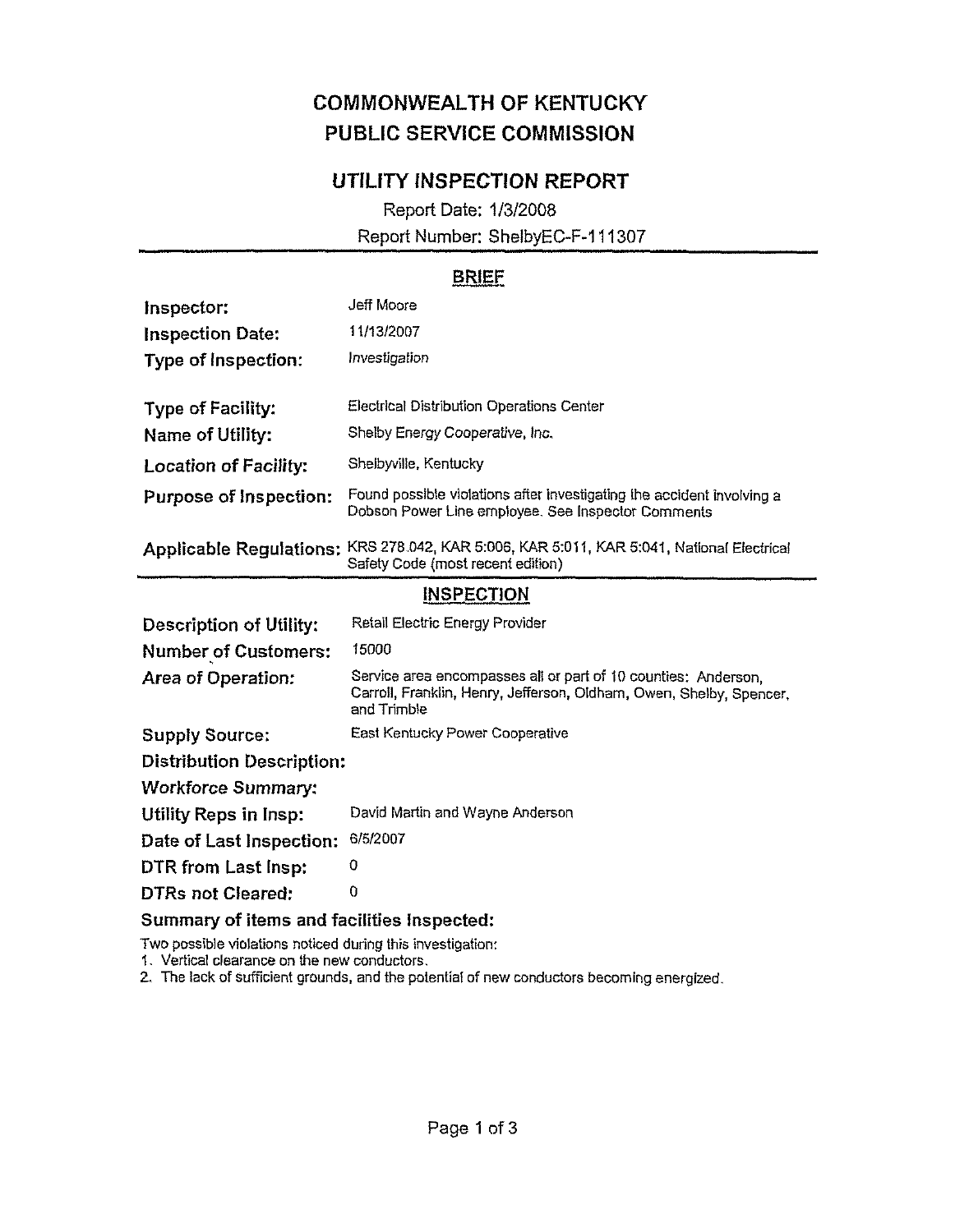# COMMONWEALTH OF KENTUCKY
# PUBLIC SERVICE COMMISSION

## UTILITY INSPECTION REPORT

Report Date: 1/3/2008

Report Number: ShelbyEC-F-111307

### BRIEF

| | |
|---|---|
| **Inspector:** | Jeff Moore |
| **Inspection Date:** | 11/13/2007 |
| **Type of Inspection:** | *Investigation* |
| **Type of Facility:** | Electrical Distribution Operations Center |
| **Name of Utility:** | Shelby Energy Cooperative, Inc. |
| **Location of Facility:** | Shelbyville, Kentucky |
| **Purpose of Inspection:** | Found possible violations after investigating the accident involving a Dobson Power Line employee. See Inspector Comments |
| **Applicable Regulations:** | KRS 278.042, KAR 5:006, KAR 5:011, KAR 5:041, National Electrical Safety Code (most recent edition) |

### INSPECTION

| | |
|---|---|
| **Description of Utility:** | Retail Electric Energy Provider |
| **Number of Customers:** | 15000 |
| **Area of Operation:** | Service area encompasses all or part of 10 counties: Anderson, Carroll, Franklin, Henry, Jefferson, Oldham, Owen, Shelby, Spencer, and Trimble |
| **Supply Source:** | East Kentucky Power Cooperative |
| **Distribution Description:** | |
| **Workforce Summary:** | |
| **Utility Reps in Insp:** | David Martin and Wayne Anderson |
| **Date of Last Inspection:** | 6/5/2007 |
| **DTR from Last Insp:** | 0 |
| **DTRs not Cleared:** | 0 |

**Summary of items and facilities Inspected:**

Two possible violations noticed during this investigation:

1. Vertical clearance on the new conductors.
2. The lack of sufficient grounds, and the potential of new conductors becoming energized.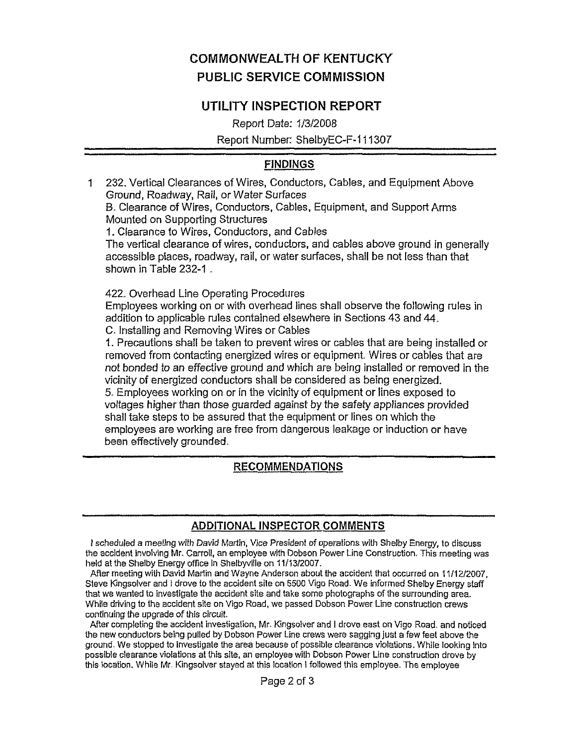# COMMONWEALTH OF KENTUCKY
# PUBLIC SERVICE COMMISSION

## UTILITY INSPECTION REPORT

Report Date: 1/3/2008

Report Number: ShelbyEC-F-111307

---

### FINDINGS

1 232. Vertical Clearances of Wires, Conductors, Cables, and Equipment Above Ground, Roadway, Rail, or Water Surfaces

B. Clearance of Wires, Conductors, Cables, Equipment, and Support Arms Mounted on Supporting Structures

1. Clearance to Wires, Conductors, and Cables

The vertical clearance of wires, conductors, and cables above ground in generally accessible places, roadway, rail, or water surfaces, shall be not less than that shown in Table 232-1 .

422. Overhead Line Operating Procedures

Employees working on or with overhead lines shall observe the following rules in addition to applicable rules contained elsewhere in Sections 43 and 44.

C. Installing and Removing Wires or Cables

1. Precautions shall be taken to prevent wires or cables that are being installed or removed from contacting energized wires or equipment. Wires or cables that are not bonded to an effective ground and which are being installed or removed in the vicinity of energized conductors shall be considered as being energized.

5. Employees working on or in the vicinity of equipment or lines exposed to voltages higher than those guarded against by the safety appliances provided shall take steps to be assured that the equipment or lines on which the employees are working are free from dangerous leakage or induction or have been effectively grounded.

---

### RECOMMENDATIONS

---

### ADDITIONAL INSPECTOR COMMENTS

I scheduled a meeting with David Martin, Vice President of operations with Shelby Energy, to discuss the accident involving Mr. Carroll, an employee with Dobson Power Line Construction. This meeting was held at the Shelby Energy office in Shelbyville on 11/13/2007.

After meeting with David Martin and Wayne Anderson about the accident that occurred on 11/12/2007, Steve Kingsolver and I drove to the accident site on 5500 Vigo Road. We informed Shelby Energy staff that we wanted to investigate the accident site and take some photographs of the surrounding area. While driving to the accident site on Vigo Road, we passed Dobson Power Line construction crews continuing the upgrade of this circuit.

After completing the accident investigation, Mr. Kingsolver and I drove east on Vigo Road. and noticed the new conductors being pulled by Dobson Power Line crews were sagging just a few feet above the ground. We stopped to investigate the area because of possible clearance violations. While looking into possible clearance violations at this site, an employee with Dobson Power Line construction drove by this location. While Mr. Kingsolver stayed at this location I followed this employee. The employee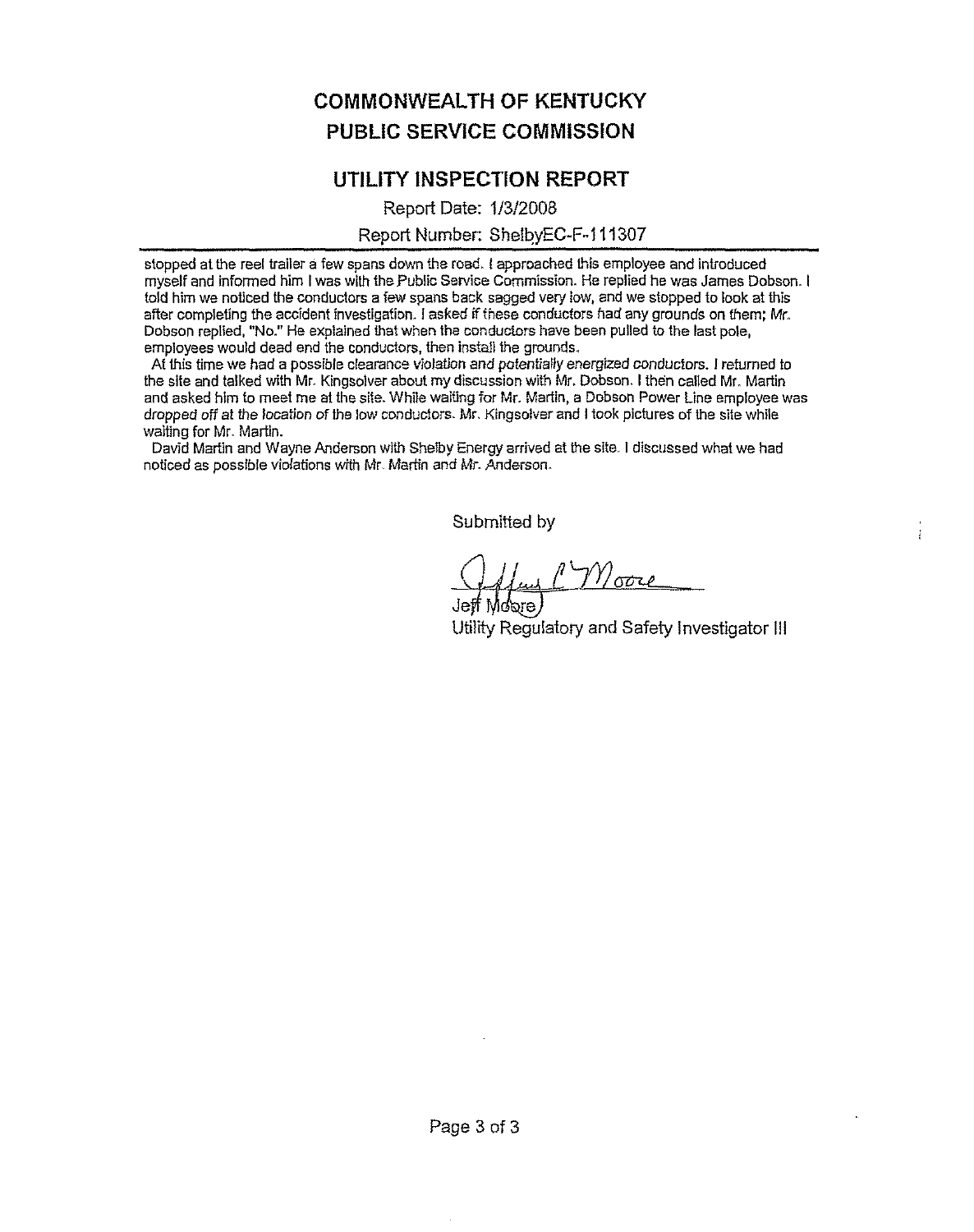# COMMONWEALTH OF KENTUCKY
# PUBLIC SERVICE COMMISSION

## UTILITY INSPECTION REPORT

Report Date: 1/3/2008

Report Number: ShelbyEC-F-111307

stopped at the reel trailer a few spans down the road. I approached this employee and introduced myself and informed him I was with the Public Service Commission. He replied he was James Dobson. I told him we noticed the conductors a few spans back sagged very low, and we stopped to look at this after completing the accident investigation. I asked if these conductors had any grounds on them; Mr. Dobson replied, "No." He explained that when the conductors have been pulled to the last pole, employees would dead end the conductors, then install the grounds.

At this time we had a possible clearance violation and potentially energized conductors. I returned to the site and talked with Mr. Kingsolver about my discussion with Mr. Dobson. I then called Mr. Martin and asked him to meet me at the site. While waiting for Mr. Martin, a Dobson Power Line employee was dropped off at the location of the low conductors. Mr. Kingsolver and I took pictures of the site while waiting for Mr. Martin.

David Martin and Wayne Anderson with Shelby Energy arrived at the site. I discussed what we had noticed as possible violations with Mr. Martin and Mr. Anderson.

Submitted by

Jeff Moore

Utility Regulatory and Safety Investigator III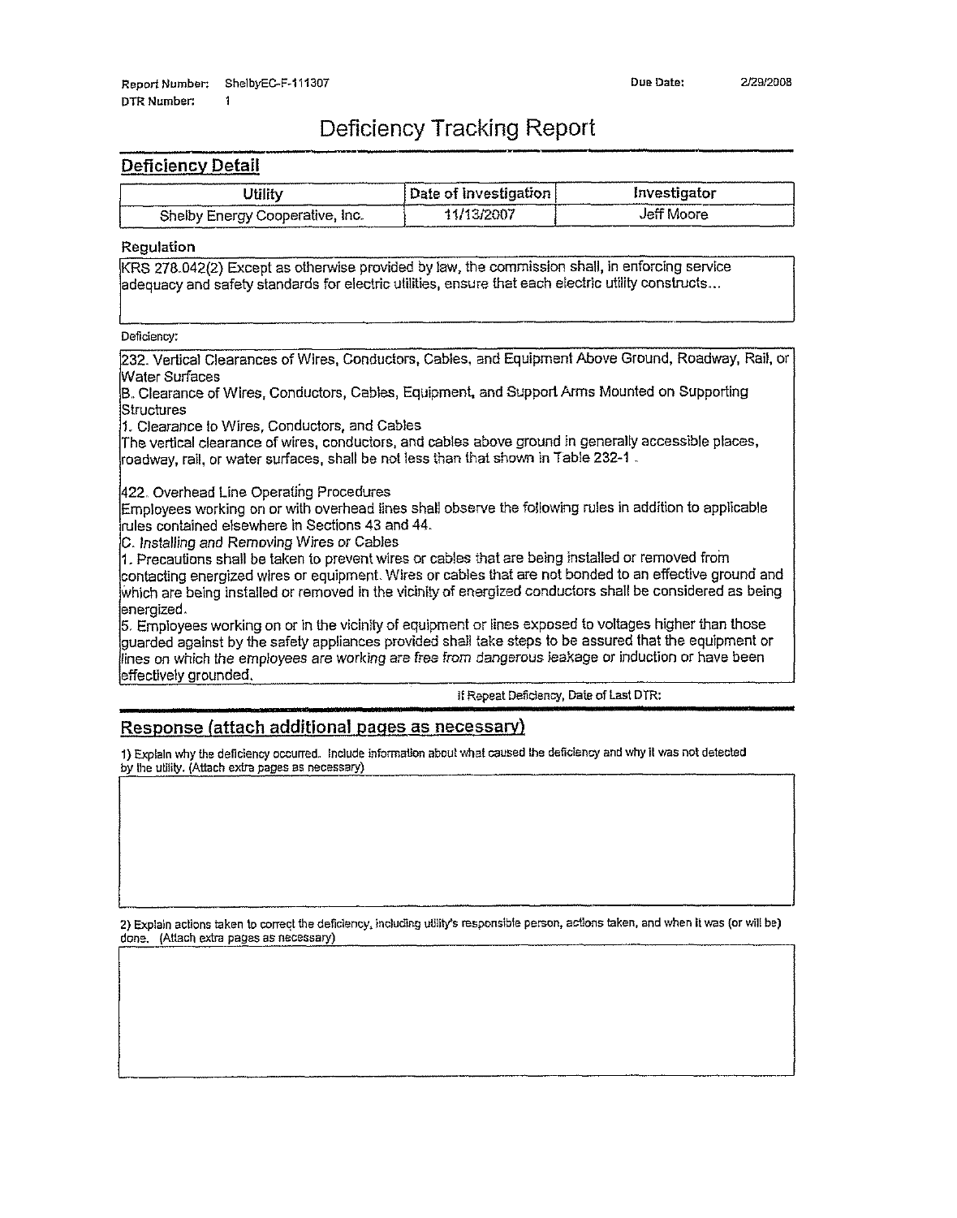Report Number: ShelbyEC-F-111307 Due Date: 2/29/2008

DTR Number: 1

# Deficiency Tracking Report

## Deficiency Detail

| Utility | Date of Investigation | Investigator |
|---|---|---|
| Shelby Energy Cooperative, Inc. | 11/13/2007 | Jeff Moore |

**Regulation**

KRS 278.042(2) Except as otherwise provided by law, the commission shall, in enforcing service adequacy and safety standards for electric utilities, ensure that each electric utility constructs...

Deficiency:

232. Vertical Clearances of Wires, Conductors, Cables, and Equipment Above Ground, Roadway, Rail, or Water Surfaces

B. Clearance of Wires, Conductors, Cables, Equipment, and Support Arms Mounted on Supporting Structures

1. Clearance to Wires, Conductors, and Cables

The vertical clearance of wires, conductors, and cables above ground in generally accessible places, roadway, rail, or water surfaces, shall be not less than that shown in Table 232-1 .

422. Overhead Line Operating Procedures

Employees working on or with overhead lines shall observe the following rules in addition to applicable rules contained elsewhere in Sections 43 and 44.

*C. Installing and Removing Wires or Cables*

1. Precautions shall be taken to prevent wires or cables that are being installed or removed from contacting energized wires or equipment. Wires or cables that are not bonded to an effective ground and which are being installed or removed in the vicinity of energized conductors shall be considered as being energized.

5. Employees working on or in the vicinity of equipment or lines exposed to voltages higher than those guarded against by the safety appliances provided shall take steps to be assured that the equipment or lines on which the employees are working are free from dangerous leakage or induction or have been effectively grounded.

If Repeat Deficiency, Date of Last DTR:

## Response (attach additional pages as necessary)

1) Explain why the deficiency occurred. Include information about what caused the deficiency and why it was not detected by the utility. (Attach extra pages as necessary)

2) Explain actions taken to correct the deficiency, including utility's responsible person, actions taken, and when it was (or will be) done. (Attach extra pages as necessary)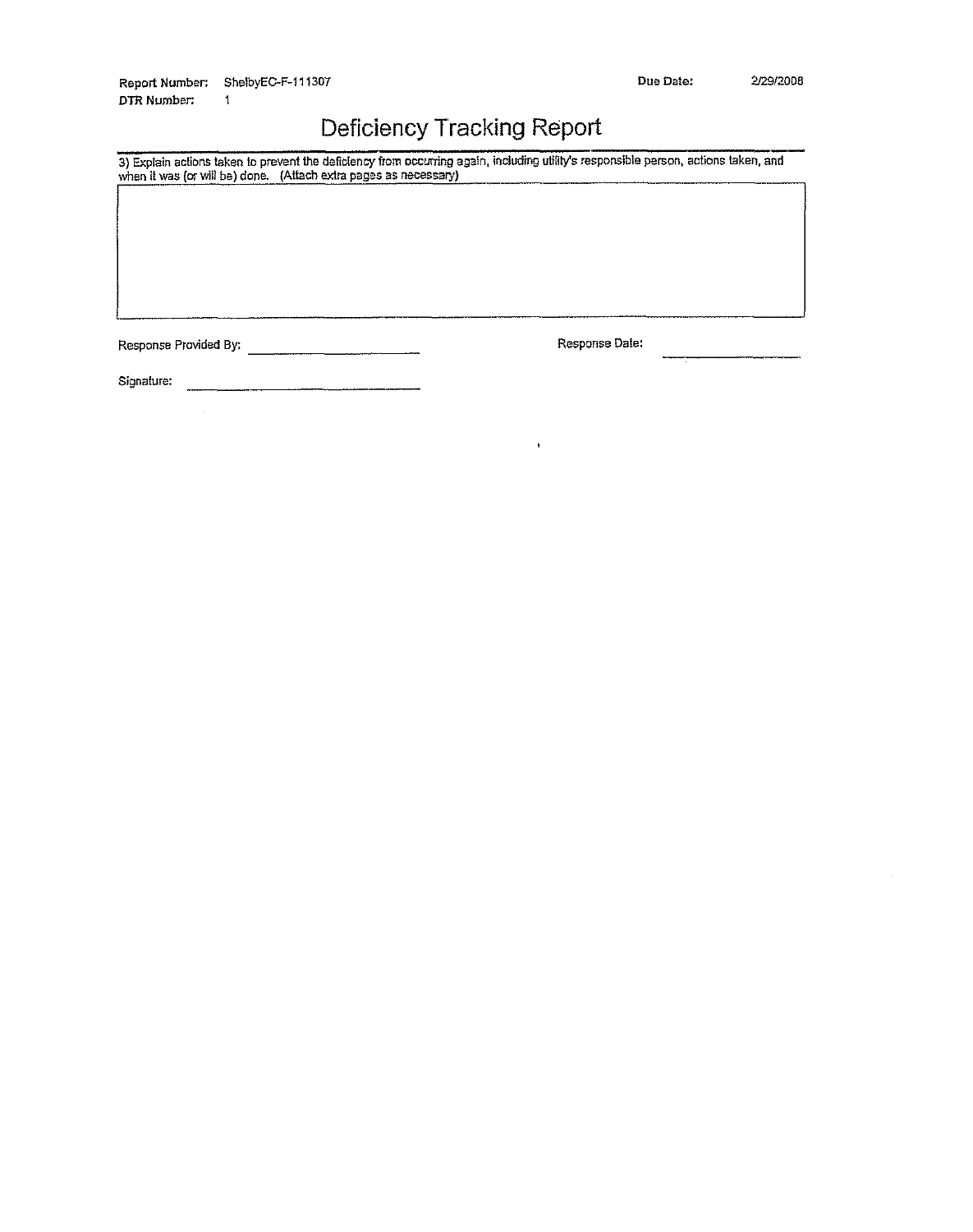**Report Number:** ShelbyEC-F-111307 **Due Date:** 2/29/2008

**DTR Number:** 1

# Deficiency Tracking Report

3) Explain actions taken to prevent the deficiency from occurring again, including utility's responsible person, actions taken, and when it was (or will be) done. (Attach extra pages as necessary)

| |
|---|
| |

Response Provided By: ______________________ Response Date: ____________________

Signature: ______________________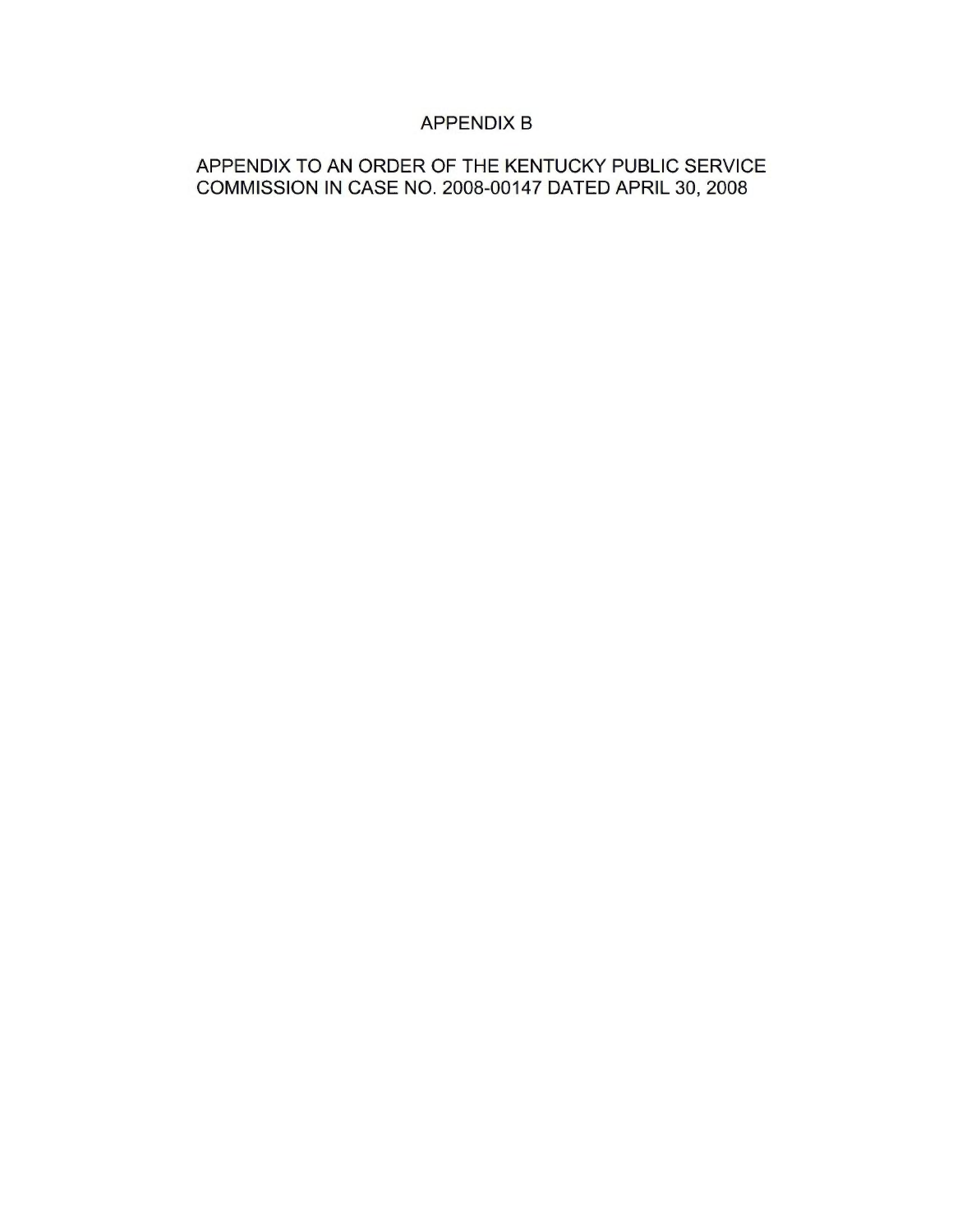# APPENDIX B

APPENDIX TO AN ORDER OF THE KENTUCKY PUBLIC SERVICE COMMISSION IN CASE NO. 2008-00147 DATED APRIL 30, 2008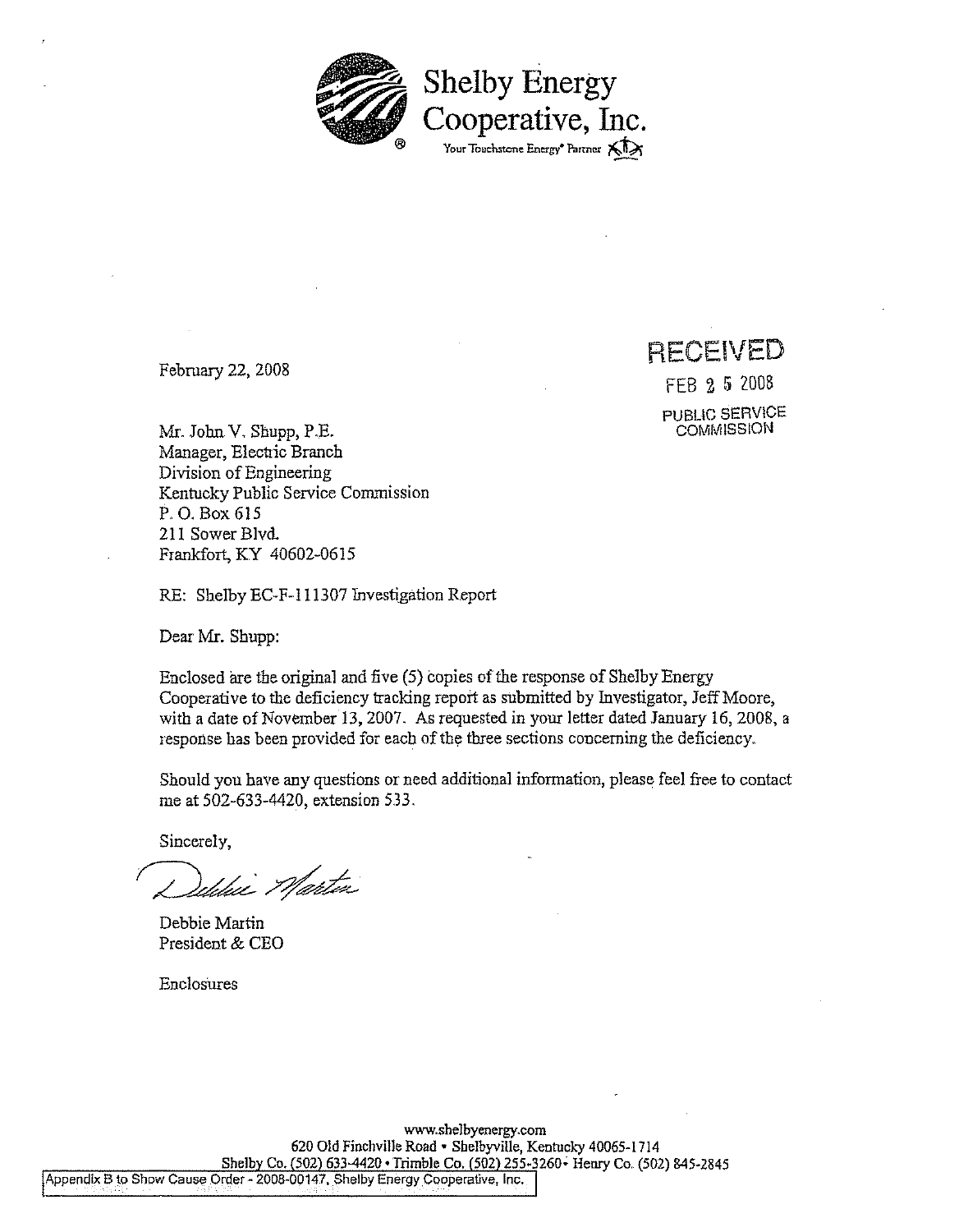**Shelby Energy Cooperative, Inc.**
Your Touchstone Energy® Partner

February 22, 2008

RECEIVED
FEB 25 2008
PUBLIC SERVICE COMMISSION

Mr. John V. Shupp, P.E.
Manager, Electric Branch
Division of Engineering
Kentucky Public Service Commission
P. O. Box 615
211 Sower Blvd.
Frankfort, KY 40602-0615

RE: Shelby EC-F-111307 Investigation Report

Dear Mr. Shupp:

Enclosed are the original and five (5) copies of the response of Shelby Energy Cooperative to the deficiency tracking report as submitted by Investigator, Jeff Moore, with a date of November 13, 2007. As requested in your letter dated January 16, 2008, a response has been provided for each of the three sections concerning the deficiency.

Should you have any questions or need additional information, please feel free to contact me at 502-633-4420, extension 533.

Sincerely,

Debbie Martin
President & CEO

Enclosures

www.shelbyenergy.com
620 Old Finchville Road • Shelbyville, Kentucky 40065-1714
Shelby Co. (502) 633-4420 • Trimble Co. (502) 255-3260 • Henry Co. (502) 845-2845

Appendix B to Show Cause Order - 2008-00147, Shelby Energy Cooperative, Inc.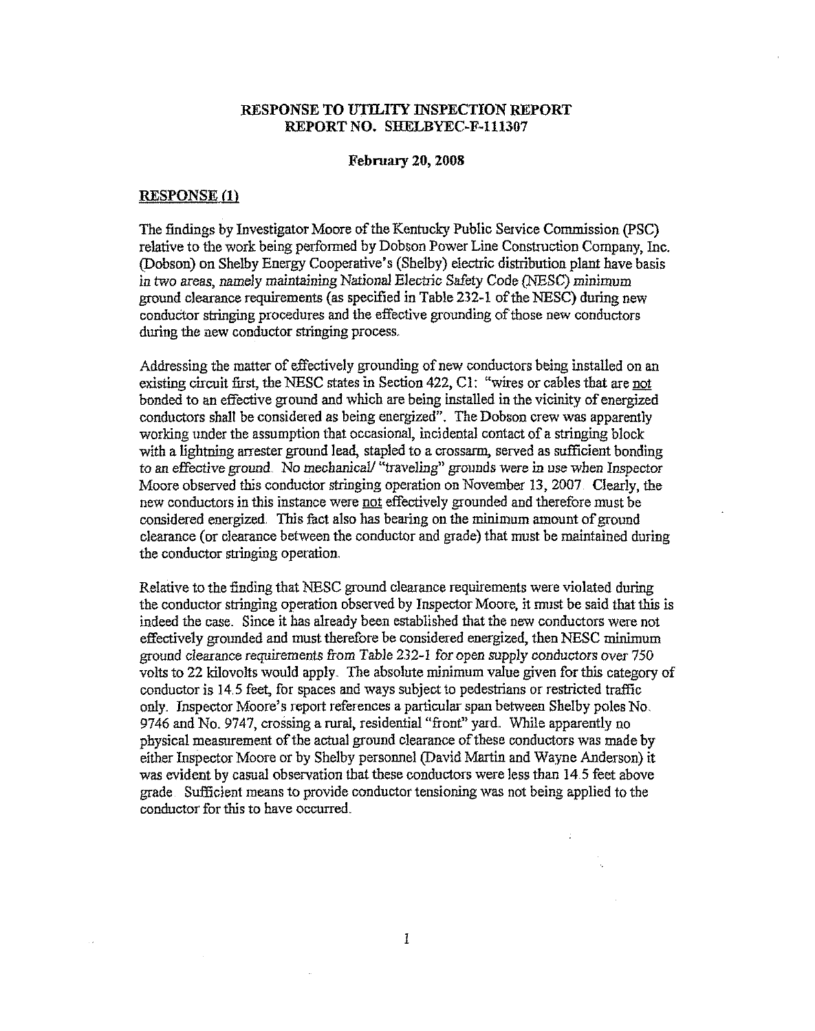**RESPONSE TO UTILITY INSPECTION REPORT**
**REPORT NO. SHELBYEC-F-111307**

**February 20, 2008**

**<u>RESPONSE (1)</u>**

The findings by Investigator Moore of the Kentucky Public Service Commission (PSC) relative to the work being performed by Dobson Power Line Construction Company, Inc. (Dobson) on Shelby Energy Cooperative's (Shelby) electric distribution plant have basis in two areas, namely maintaining National Electric Safety Code (NESC) minimum ground clearance requirements (as specified in Table 232-1 of the NESC) during new conductor stringing procedures and the effective grounding of those new conductors during the new conductor stringing process.

Addressing the matter of effectively grounding of new conductors being installed on an existing circuit first, the NESC states in Section 422, C1: "wires or cables that are <u>not</u> bonded to an effective ground and which are being installed in the vicinity of energized conductors shall be considered as being energized". The Dobson crew was apparently working under the assumption that occasional, incidental contact of a stringing block with a lightning arrester ground lead, stapled to a crossarm, served as sufficient bonding to an effective ground. No mechanical/ "traveling" grounds were in use when Inspector Moore observed this conductor stringing operation on November 13, 2007. Clearly, the new conductors in this instance were <u>not</u> effectively grounded and therefore must be considered energized. This fact also has bearing on the minimum amount of ground clearance (or clearance between the conductor and grade) that must be maintained during the conductor stringing operation.

Relative to the finding that NESC ground clearance requirements were violated during the conductor stringing operation observed by Inspector Moore, it must be said that this is indeed the case. Since it has already been established that the new conductors were not effectively grounded and must therefore be considered energized, then NESC minimum ground clearance requirements from Table 232-1 for open supply conductors over 750 volts to 22 kilovolts would apply. The absolute minimum value given for this category of conductor is 14.5 feet, for spaces and ways subject to pedestrians or restricted traffic only. Inspector Moore's report references a particular span between Shelby poles No. 9746 and No. 9747, crossing a rural, residential "front" yard. While apparently no physical measurement of the actual ground clearance of these conductors was made by either Inspector Moore or by Shelby personnel (David Martin and Wayne Anderson) it was evident by casual observation that these conductors were less than 14.5 feet above grade. Sufficient means to provide conductor tensioning was not being applied to the conductor for this to have occurred.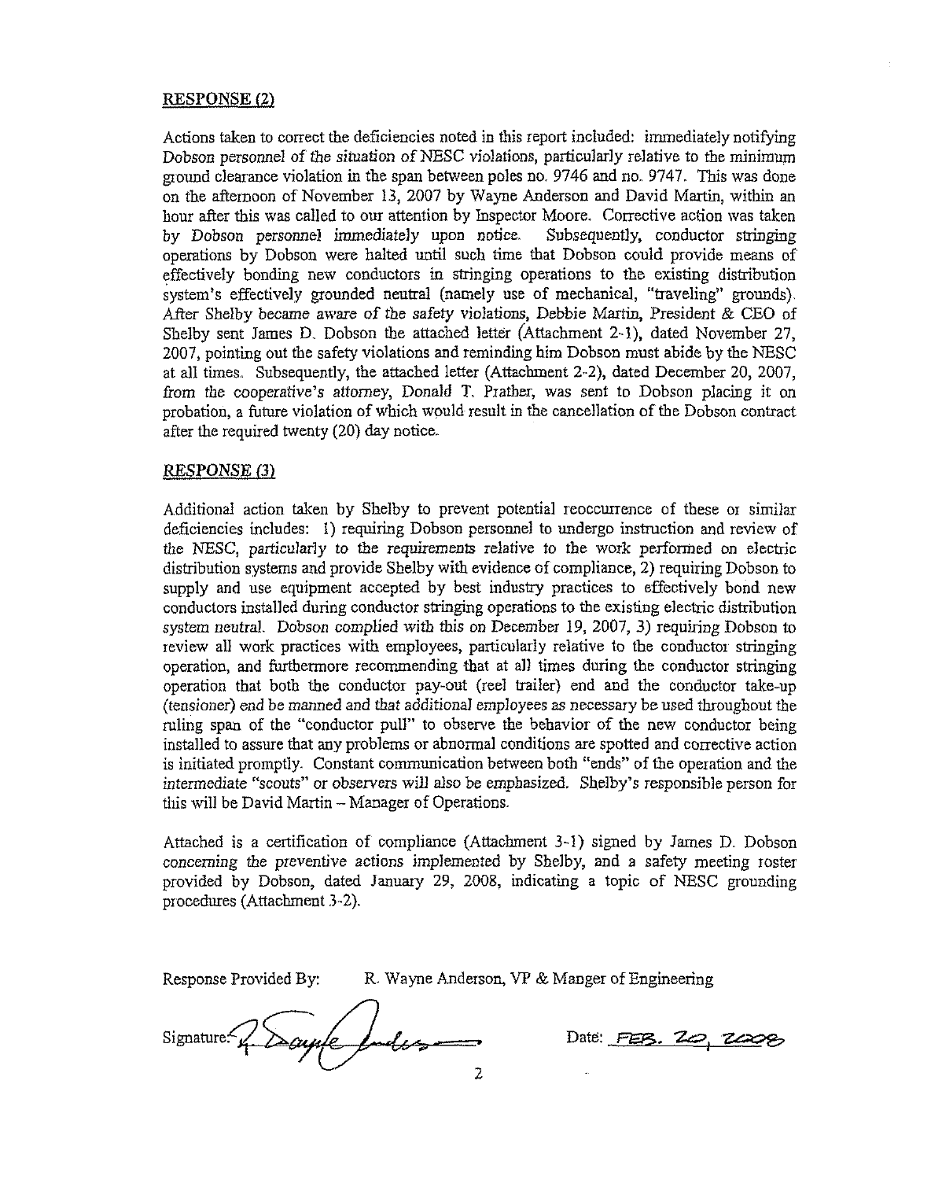## RESPONSE (2)

Actions taken to correct the deficiencies noted in this report included: immediately notifying Dobson personnel of the situation of NESC violations, particularly relative to the minimum ground clearance violation in the span between poles no. 9746 and no. 9747. This was done on the afternoon of November 13, 2007 by Wayne Anderson and David Martin, within an hour after this was called to our attention by Inspector Moore. Corrective action was taken by Dobson personnel immediately upon notice. Subsequently, conductor stringing operations by Dobson were halted until such time that Dobson could provide means of effectively bonding new conductors in stringing operations to the existing distribution system's effectively grounded neutral (namely use of mechanical, "traveling" grounds). After Shelby became aware of the safety violations, Debbie Martin, President & CEO of Shelby sent James D. Dobson the attached letter (Attachment 2-1), dated November 27, 2007, pointing out the safety violations and reminding him Dobson must abide by the NESC at all times. Subsequently, the attached letter (Attachment 2-2), dated December 20, 2007, from the cooperative's attorney, Donald T. Prather, was sent to Dobson placing it on probation, a future violation of which would result in the cancellation of the Dobson contract after the required twenty (20) day notice.

## RESPONSE (3)

Additional action taken by Shelby to prevent potential reoccurrence of these or similar deficiencies includes: 1) requiring Dobson personnel to undergo instruction and review of the NESC, particularly to the requirements relative to the work performed on electric distribution systems and provide Shelby with evidence of compliance, 2) requiring Dobson to supply and use equipment accepted by best industry practices to effectively bond new conductors installed during conductor stringing operations to the existing electric distribution system neutral. Dobson complied with this on December 19, 2007, 3) requiring Dobson to review all work practices with employees, particularly relative to the conductor stringing operation, and furthermore recommending that at all times during the conductor stringing operation that both the conductor pay-out (reel trailer) end and the conductor take-up (tensioner) end be manned and that additional employees as necessary be used throughout the ruling span of the "conductor pull" to observe the behavior of the new conductor being installed to assure that any problems or abnormal conditions are spotted and corrective action is initiated promptly. Constant communication between both "ends" of the operation and the intermediate "scouts" or observers will also be emphasized. Shelby's responsible person for this will be David Martin – Manager of Operations.

Attached is a certification of compliance (Attachment 3-1) signed by James D. Dobson concerning the preventive actions implemented by Shelby, and a safety meeting roster provided by Dobson, dated January 29, 2008, indicating a topic of NESC grounding procedures (Attachment 3-2).

Response Provided By: R. Wayne Anderson, VP & Manger of Engineering

Signature: [signature] Date: FEB. 20, 2008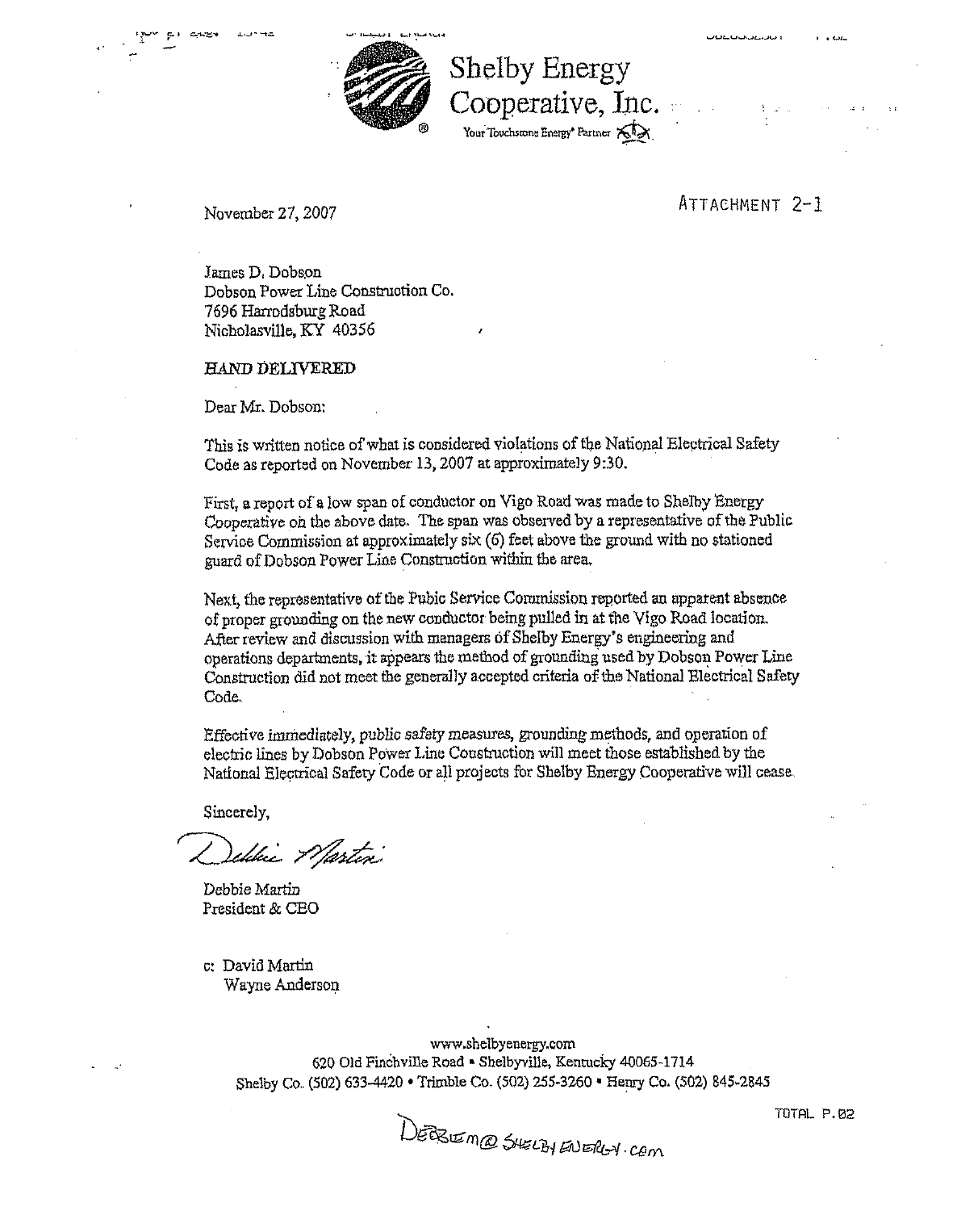**Shelby Energy Cooperative, Inc.**

Your Touchstone Energy® Partner

ATTACHMENT 2-1

November 27, 2007

James D. Dobson
Dobson Power Line Construction Co.
7696 Harrodsburg Road
Nicholasville, KY 40356

*HAND DELIVERED*

Dear Mr. Dobson:

This is written notice of what is considered violations of the National Electrical Safety Code as reported on November 13, 2007 at approximately 9:30.

First, a report of a low span of conductor on Vigo Road was made to Shelby Energy Cooperative on the above date. The span was observed by a representative of the Public Service Commission at approximately six (6) feet above the ground with no stationed guard of Dobson Power Line Construction within the area.

Next, the representative of the Pubic Service Commission reported an apparent absence of proper grounding on the new conductor being pulled in at the Vigo Road location. After review and discussion with managers of Shelby Energy's engineering and operations departments, it appears the method of grounding used by Dobson Power Line Construction did not meet the generally accepted criteria of the National Electrical Safety Code.

Effective immediately, public safety measures, grounding methods, and operation of electric lines by Dobson Power Line Construction will meet those established by the National Electrical Safety Code or all projects for Shelby Energy Cooperative will cease.

Sincerely,

Debbie Martin

Debbie Martin
President & CEO

c: David Martin
Wayne Anderson

www.shelbyenergy.com
620 Old Finchville Road • Shelbyville, Kentucky 40065-1714
Shelby Co. (502) 633-4420 • Trimble Co. (502) 255-3260 • Henry Co. (502) 845-2845

DEBBIEM@SHELBYENERGY.COM

TOTAL P.02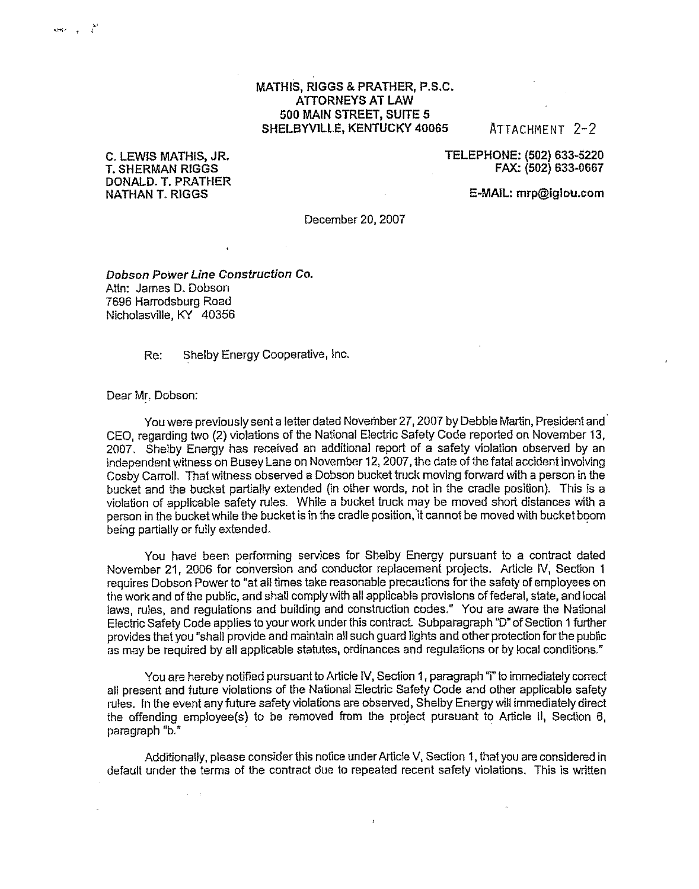**MATHIS, RIGGS & PRATHER, P.S.C.**
**ATTORNEYS AT LAW**
**500 MAIN STREET, SUITE 5**
**SHELBYVILLE, KENTUCKY 40065**

ATTACHMENT 2-2

**C. LEWIS MATHIS, JR.**
**T. SHERMAN RIGGS**
**DONALD. T. PRATHER**
**NATHAN T. RIGGS**

**TELEPHONE: (502) 633-5220**
**FAX: (502) 633-0667**

**E-MAIL: mrp@iglou.com**

December 20, 2007

***Dobson Power Line Construction Co.***
Attn: James D. Dobson
7696 Harrodsburg Road
Nicholasville, KY 40356

Re: Shelby Energy Cooperative, Inc.

Dear Mr. Dobson:

You were previously sent a letter dated November 27, 2007 by Debbie Martin, President and CEO, regarding two (2) violations of the National Electric Safety Code reported on November 13, 2007. Shelby Energy has received an additional report of a safety violation observed by an independent witness on Busey Lane on November 12, 2007, the date of the fatal accident involving Cosby Carroll. That witness observed a Dobson bucket truck moving forward with a person in the bucket and the bucket partially extended (in other words, not in the cradle position). This is a violation of applicable safety rules. While a bucket truck may be moved short distances with a person in the bucket while the bucket is in the cradle position, it cannot be moved with bucket boom being partially or fully extended.

You have been performing services for Shelby Energy pursuant to a contract dated November 21, 2006 for conversion and conductor replacement projects. Article IV, Section 1 requires Dobson Power to "at all times take reasonable precautions for the safety of employees on the work and of the public, and shall comply with all applicable provisions of federal, state, and local laws, rules, and regulations and building and construction codes." You are aware the National Electric Safety Code applies to your work under this contract. Subparagraph "D" of Section 1 further provides that you "shall provide and maintain all such guard lights and other protection for the public as may be required by all applicable statutes, ordinances and regulations or by local conditions."

You are hereby notified pursuant to Article IV, Section 1, paragraph "i" to immediately correct all present and future violations of the National Electric Safety Code and other applicable safety rules. In the event any future safety violations are observed, Shelby Energy will immediately direct the offending employee(s) to be removed from the project pursuant to Article II, Section 6, paragraph "b."

Additionally, please consider this notice under Article V, Section 1, that you are considered in default under the terms of the contract due to repeated recent safety violations. This is written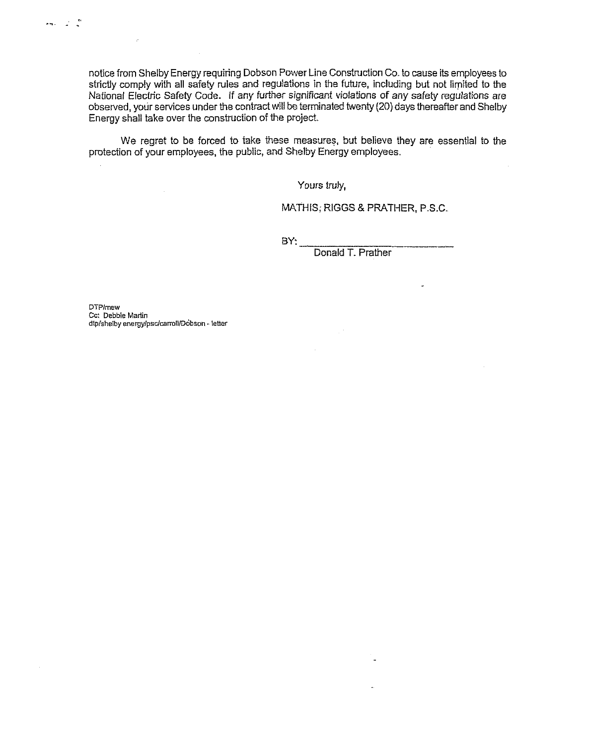notice from Shelby Energy requiring Dobson Power Line Construction Co. to cause its employees to strictly comply with all safety rules and regulations in the future, including but not limited to the National Electric Safety Code. If any further significant violations of any safety regulations are observed, your services under the contract will be terminated twenty (20) days thereafter and Shelby Energy shall take over the construction of the project.

We regret to be forced to take these measures, but believe they are essential to the protection of your employees, the public, and Shelby Energy employees.

Yours truly,

MATHIS, RIGGS & PRATHER, P.S.C.

BY: ______________________________
Donald T. Prather

DTP/mew
Cc: Debbie Martin
dtp/shelby energy/psc/carroll/Dobson - letter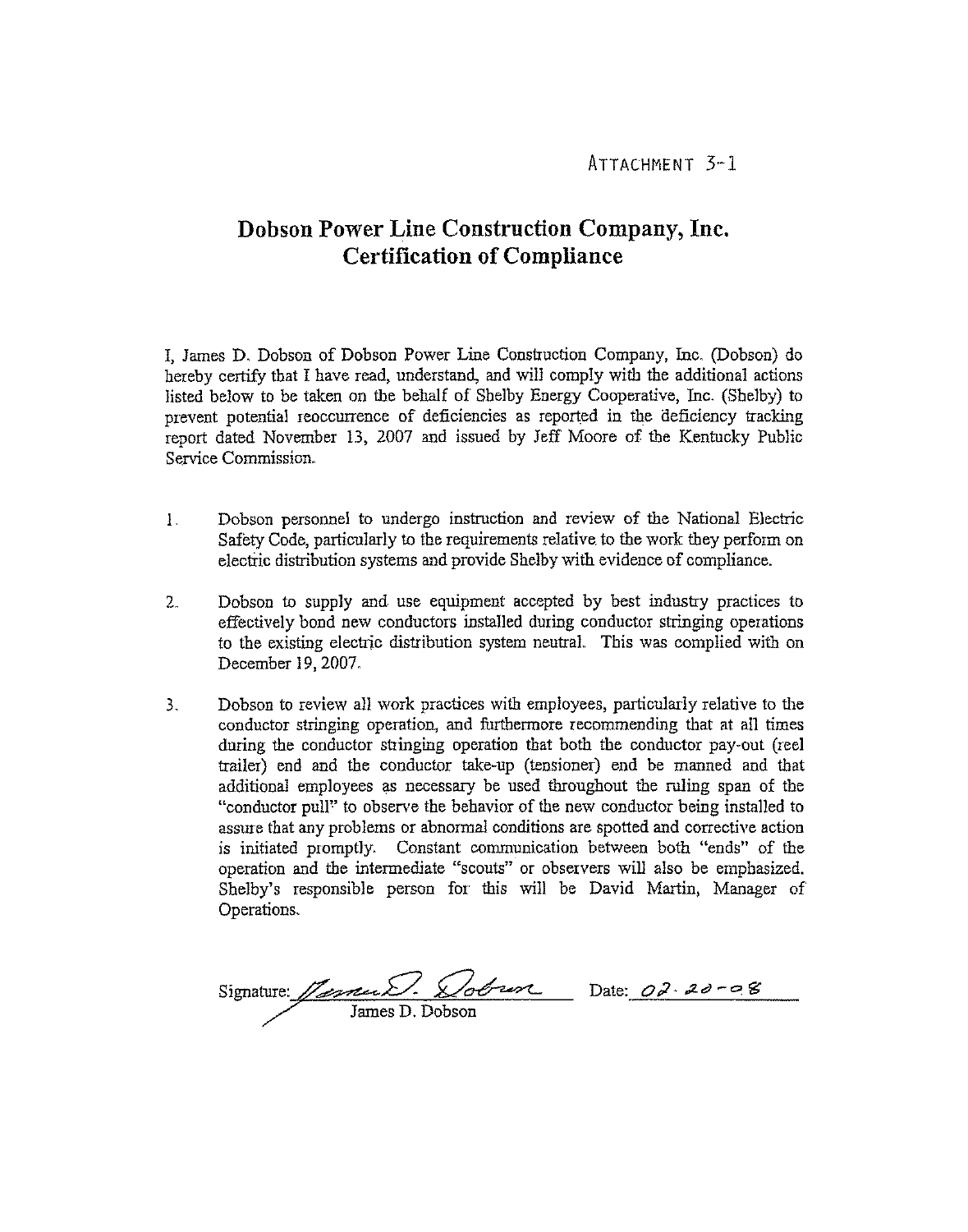ATTACHMENT 3-1

# Dobson Power Line Construction Company, Inc.
# Certification of Compliance

I, James D. Dobson of Dobson Power Line Construction Company, Inc. (Dobson) do hereby certify that I have read, understand, and will comply with the additional actions listed below to be taken on the behalf of Shelby Energy Cooperative, Inc. (Shelby) to prevent potential reoccurrence of deficiencies as reported in the deficiency tracking report dated November 13, 2007 and issued by Jeff Moore of the Kentucky Public Service Commission.

1. Dobson personnel to undergo instruction and review of the National Electric Safety Code, particularly to the requirements relative to the work they perform on electric distribution systems and provide Shelby with evidence of compliance.

2. Dobson to supply and use equipment accepted by best industry practices to effectively bond new conductors installed during conductor stringing operations to the existing electric distribution system neutral. This was complied with on December 19, 2007.

3. Dobson to review all work practices with employees, particularly relative to the conductor stringing operation, and furthermore recommending that at all times during the conductor stringing operation that both the conductor pay-out (reel trailer) end and the conductor take-up (tensioner) end be manned and that additional employees as necessary be used throughout the ruling span of the "conductor pull" to observe the behavior of the new conductor being installed to assure that any problems or abnormal conditions are spotted and corrective action is initiated promptly. Constant communication between both "ends" of the operation and the intermediate "scouts" or observers will also be emphasized. Shelby's responsible person for this will be David Martin, Manager of Operations.

Signature: *James D. Dobson* Date: *02-20-08*

James D. Dobson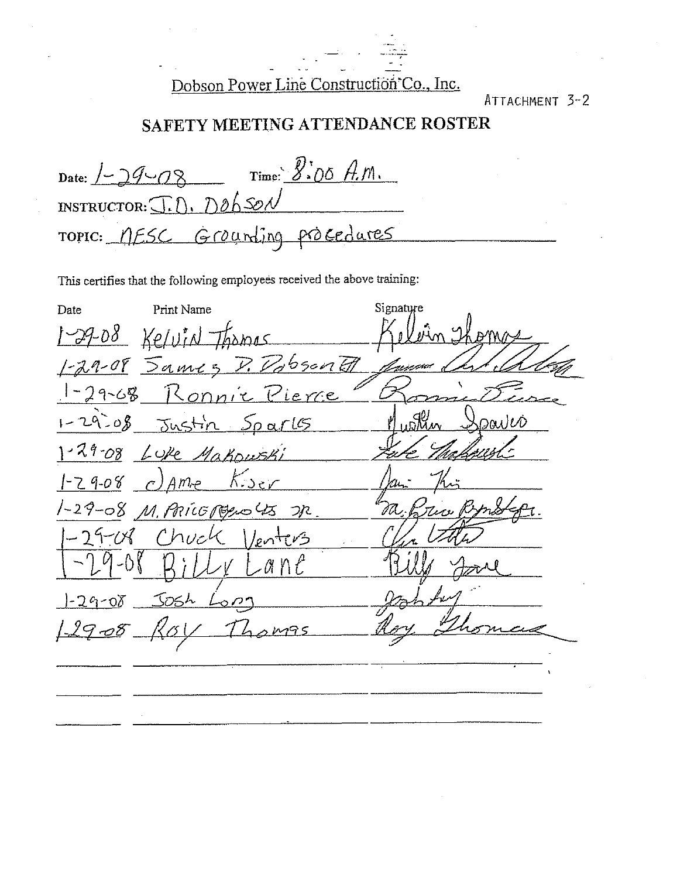Dobson Power Line Construction Co., Inc.

ATTACHMENT 3-2

# SAFETY MEETING ATTENDANCE ROSTER

Date: 1-29-08 Time: 8:00 A.M.

INSTRUCTOR: J.D. Dobson

TOPIC: NESC Grounding procedures

This certifies that the following employees received the above training:

| Date | Print Name | Signature |
|---|---|---|
| 1-29-08 | Kelvin Thomas | Kelvin Thomas |
| 1-29-08 | James D. Dobson III | James D. Dobson |
| 1-29-08 | Ronnie Pierce | Ronnie Pierce |
| 1-29-08 | Justin Sparks | Justin Sparks |
| 1-29-08 | Luke Makowski | Luke Makowski |
| 1-29-08 | Jamie Kiser | Jami Kiser |
| 1-29-08 | M. Price Reynolds Jr. | M. Price Reynolds Jr. |
| 1-29-08 | Chuck Venters | Chuck Venters |
| 1-29-08 | Billy Lane | Billy Lane |
| 1-29-08 | Josh Long | Josh Long |
| 1-29-08 | Roy Thomas | Roy Thomas |
| | | |
| | | |
| | | |